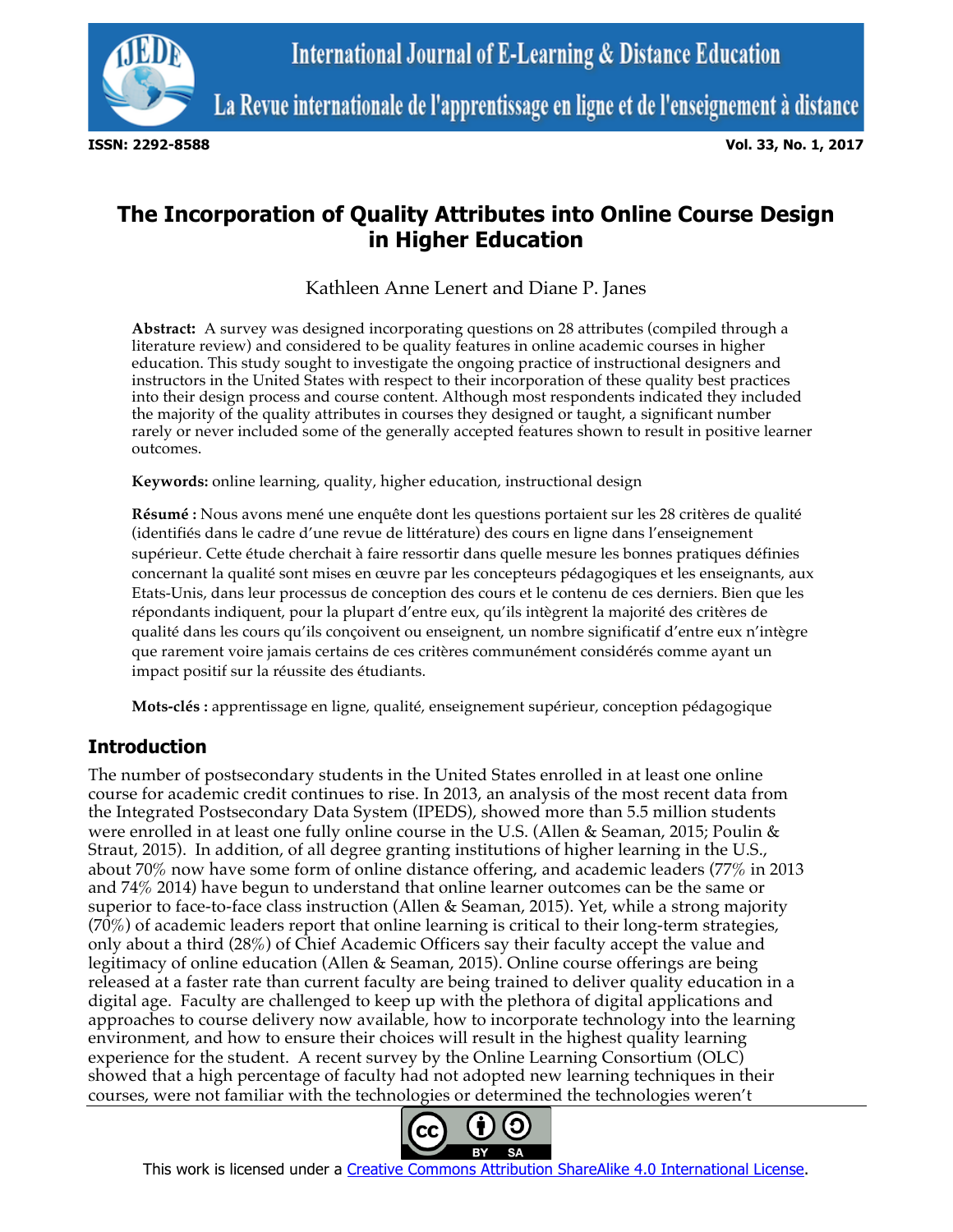# The Incorporation of Quality Attributes into Online Course Design in Higher Education

Kathleen Anne Lenert and Diane P. Janes

**Abstract:** A survey was designed incorporating questions on 28 attributes (compiled through a literature review) and considered to be quality features in online academic courses in higher education. This study sought to investigate the ongoing practice of instructional designers and instructors in the United States with respect to their incorporation of these quality best practices into their design process and course content. Although most respondents indicated they included the majority of the quality attributes in courses they designed or taught, a significant number rarely or never included some of the generally accepted features shown to result in positive learner outcomes.

**Keywords:** online learning, quality, higher education, instructional design

**Résumé :** Nous avons mené une enquête dont les questions portaient sur les 28 critères de qualité (identifiés dans le cadre d'une revue de littérature) des cours en ligne dans l'enseignement supérieur. Cette étude cherchait à faire ressortir dans quelle mesure les bonnes pratiques définies concernant la qualité sont mises en œuvre par les concepteurs pédagogiques et les enseignants, aux Etats-Unis, dans leur processus de conception des cours et le contenu de ces derniers. Bien que les répondants indiquent, pour la plupart d'entre eux, qu'ils intègrent la majorité des critères de qualité dans les cours qu'ils conçoivent ou enseignent, un nombre significatif d'entre eux n'intègre que rarement voire jamais certains de ces critères communément considérés comme ayant un impact positif sur la réussite des étudiants.

**Mots-clés :** apprentissage en ligne, qualité, enseignement supérieur, conception pédagogique

## Introduction

The number of postsecondary students in the United States enrolled in at least one online course for academic credit continues to rise. In 2013, an analysis of the most recent data from the Integrated Postsecondary Data System (IPEDS), showed more than 5.5 million students were enrolled in at least one fully online course in the U.S. (Allen & Seaman, 2015; Poulin & Straut, 2015). In addition, of all degree granting institutions of higher learning in the U.S., about 70% now have some form of online distance offering, and academic leaders (77% in 2013 and 74% 2014) have begun to understand that online learner outcomes can be the same or superior to face-to-face class instruction (Allen & Seaman, 2015). Yet, while a strong majority (70%) of academic leaders report that online learning is critical to their long-term strategies, only about a third (28%) of Chief Academic Officers say their faculty accept the value and legitimacy of online education (Allen & Seaman, 2015). Online course offerings are being released at a faster rate than current faculty are being trained to deliver quality education in a digital age. Faculty are challenged to keep up with the plethora of digital applications and approaches to course delivery now available, how to incorporate technology into the learning environment, and how to ensure their choices will result in the highest quality learning experience for the student. A recent survey by the Online Learning Consortium (OLC) showed that a high percentage of faculty had not adopted new learning techniques in their courses, were not familiar with the technologies or determined the technologies weren't

This work is licensed under a Creative Commons Attribution ShareAlike 4.0 International License.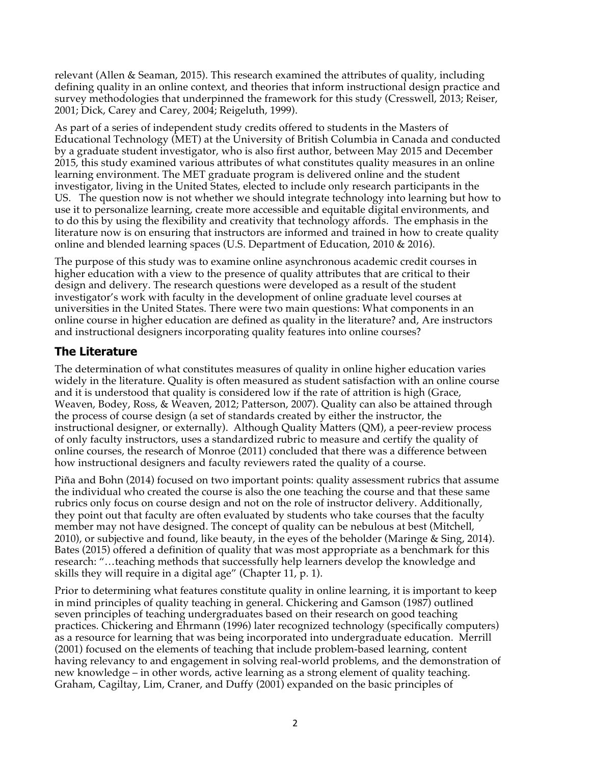relevant (Allen & Seaman, 2015). This research examined the attributes of quality, including defining quality in an online context, and theories that inform instructional design practice and survey methodologies that underpinned the framework for this study (Cresswell, 2013; Reiser, 2001; Dick, Carey and Carey, 2004; Reigeluth, 1999).

As part of a series of independent study credits offered to students in the Masters of Educational Technology (MET) at the University of British Columbia in Canada and conducted by a graduate student investigator, who is also first author, between May 2015 and December 2015, this study examined various attributes of what constitutes quality measures in an online learning environment. The MET graduate program is delivered online and the student investigator, living in the United States, elected to include only research participants in the US. The question now is not whether we should integrate technology into learning but how to use it to personalize learning, create more accessible and equitable digital environments, and to do this by using the flexibility and creativity that technology affords. The emphasis in the literature now is on ensuring that instructors are informed and trained in how to create quality online and blended learning spaces (U.S. Department of Education, 2010 & 2016).

The purpose of this study was to examine online asynchronous academic credit courses in higher education with a view to the presence of quality attributes that are critical to their design and delivery. The research questions were developed as a result of the student investigator's work with faculty in the development of online graduate level courses at universities in the United States. There were two main questions: What components in an online course in higher education are defined as quality in the literature? and, Are instructors and instructional designers incorporating quality features into online courses?

## The Literature

The determination of what constitutes measures of quality in online higher education varies widely in the literature. Quality is often measured as student satisfaction with an online course and it is understood that quality is considered low if the rate of attrition is high (Grace, Weaven, Bodey, Ross, & Weaven, 2012; Patterson, 2007). Quality can also be attained through the process of course design (a set of standards created by either the instructor, the instructional designer, or externally). Although Quality Matters (QM), a peer-review process of only faculty instructors, uses a standardized rubric to measure and certify the quality of online courses, the research of Monroe (2011) concluded that there was a difference between how instructional designers and faculty reviewers rated the quality of a course.

Piña and Bohn (2014) focused on two important points: quality assessment rubrics that assume the individual who created the course is also the one teaching the course and that these same rubrics only focus on course design and not on the role of instructor delivery. Additionally, they point out that faculty are often evaluated by students who take courses that the faculty member may not have designed. The concept of quality can be nebulous at best (Mitchell, 2010), or subjective and found, like beauty, in the eyes of the beholder (Maringe & Sing, 2014). Bates (2015) offered a definition of quality that was most appropriate as a benchmark for this research: "…teaching methods that successfully help learners develop the knowledge and skills they will require in a digital age" (Chapter 11, p. 1).

Prior to determining what features constitute quality in online learning, it is important to keep in mind principles of quality teaching in general. Chickering and Gamson (1987) outlined seven principles of teaching undergraduates based on their research on good teaching practices. Chickering and Ehrmann (1996) later recognized technology (specifically computers) as a resource for learning that was being incorporated into undergraduate education. Merrill (2001) focused on the elements of teaching that include problem-based learning, content having relevancy to and engagement in solving real-world problems, and the demonstration of new knowledge – in other words, active learning as a strong element of quality teaching. Graham, Cagiltay, Lim, Craner, and Duffy (2001) expanded on the basic principles of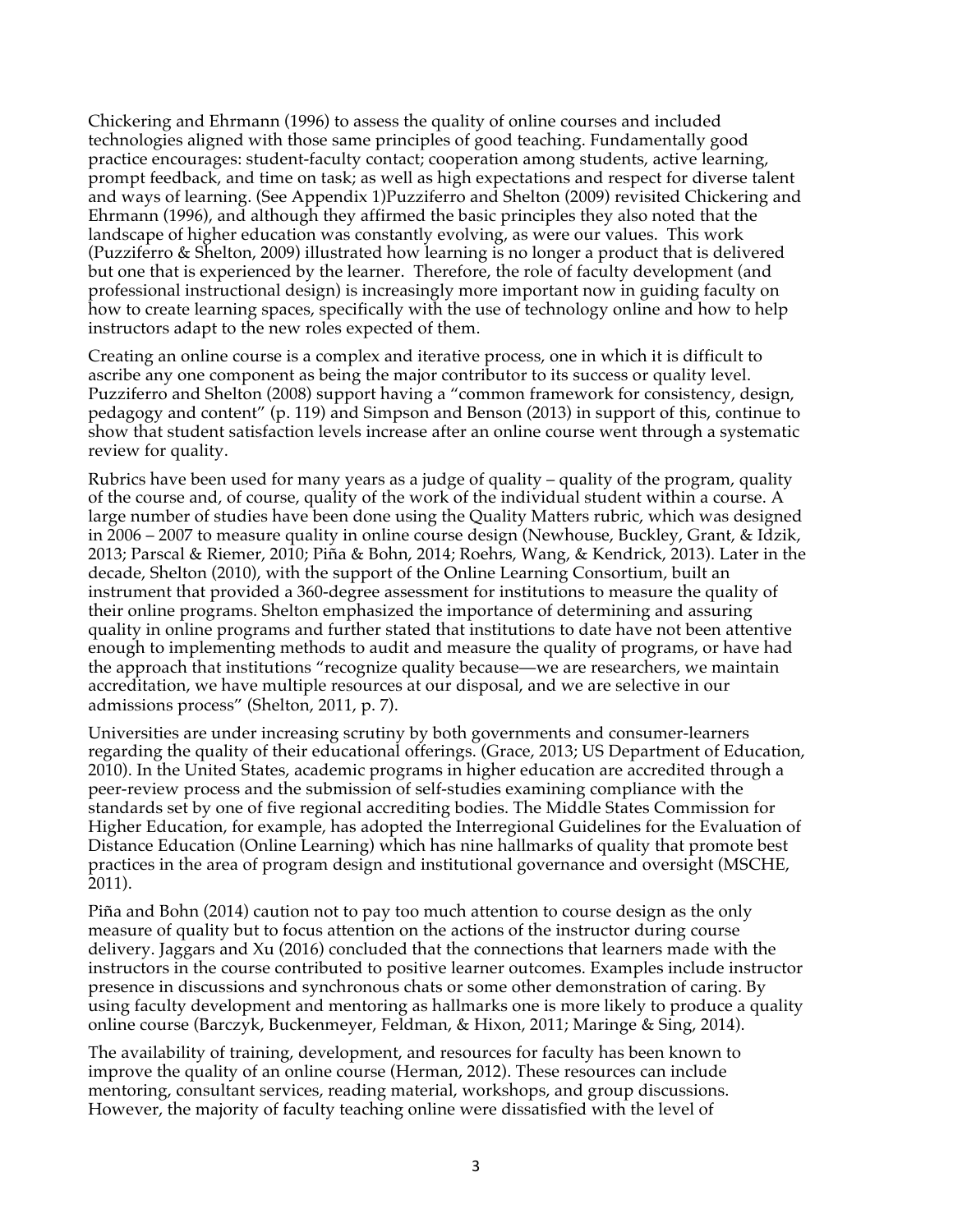Chickering and Ehrmann (1996) to assess the quality of online courses and included technologies aligned with those same principles of good teaching. Fundamentally good practice encourages: student-faculty contact; cooperation among students, active learning, prompt feedback, and time on task; as well as high expectations and respect for diverse talent and ways of learning. (See Appendix 1)Puzziferro and Shelton (2009) revisited Chickering and Ehrmann (1996), and although they affirmed the basic principles they also noted that the landscape of higher education was constantly evolving, as were our values. This work (Puzziferro & Shelton, 2009) illustrated how learning is no longer a product that is delivered but one that is experienced by the learner. Therefore, the role of faculty development (and professional instructional design) is increasingly more important now in guiding faculty on how to create learning spaces, specifically with the use of technology online and how to help instructors adapt to the new roles expected of them.

Creating an online course is a complex and iterative process, one in which it is difficult to ascribe any one component as being the major contributor to its success or quality level. Puzziferro and Shelton (2008) support having a "common framework for consistency, design, pedagogy and content" (p. 119) and Simpson and Benson (2013) in support of this, continue to show that student satisfaction levels increase after an online course went through a systematic review for quality.

Rubrics have been used for many years as a judge of quality – quality of the program, quality of the course and, of course, quality of the work of the individual student within a course. A large number of studies have been done using the Quality Matters rubric, which was designed in 2006 – 2007 to measure quality in online course design (Newhouse, Buckley, Grant, & Idzik, 2013; Parscal & Riemer, 2010; Piña & Bohn, 2014; Roehrs, Wang, & Kendrick, 2013). Later in the decade, Shelton (2010), with the support of the Online Learning Consortium, built an instrument that provided a 360-degree assessment for institutions to measure the quality of their online programs. Shelton emphasized the importance of determining and assuring quality in online programs and further stated that institutions to date have not been attentive enough to implementing methods to audit and measure the quality of programs, or have had the approach that institutions "recognize quality because—we are researchers, we maintain accreditation, we have multiple resources at our disposal, and we are selective in our admissions process" (Shelton, 2011, p. 7).

Universities are under increasing scrutiny by both governments and consumer-learners regarding the quality of their educational offerings. (Grace, 2013; US Department of Education, 2010). In the United States, academic programs in higher education are accredited through a peer-review process and the submission of self-studies examining compliance with the standards set by one of five regional accrediting bodies. The Middle States Commission for Higher Education, for example, has adopted the Interregional Guidelines for the Evaluation of Distance Education (Online Learning) which has nine hallmarks of quality that promote best practices in the area of program design and institutional governance and oversight (MSCHE, 2011).

Piña and Bohn (2014) caution not to pay too much attention to course design as the only measure of quality but to focus attention on the actions of the instructor during course delivery. Jaggars and Xu (2016) concluded that the connections that learners made with the instructors in the course contributed to positive learner outcomes. Examples include instructor presence in discussions and synchronous chats or some other demonstration of caring. By using faculty development and mentoring as hallmarks one is more likely to produce a quality online course (Barczyk, Buckenmeyer, Feldman, & Hixon, 2011; Maringe & Sing, 2014).

The availability of training, development, and resources for faculty has been known to improve the quality of an online course (Herman, 2012). These resources can include mentoring, consultant services, reading material, workshops, and group discussions. However, the majority of faculty teaching online were dissatisfied with the level of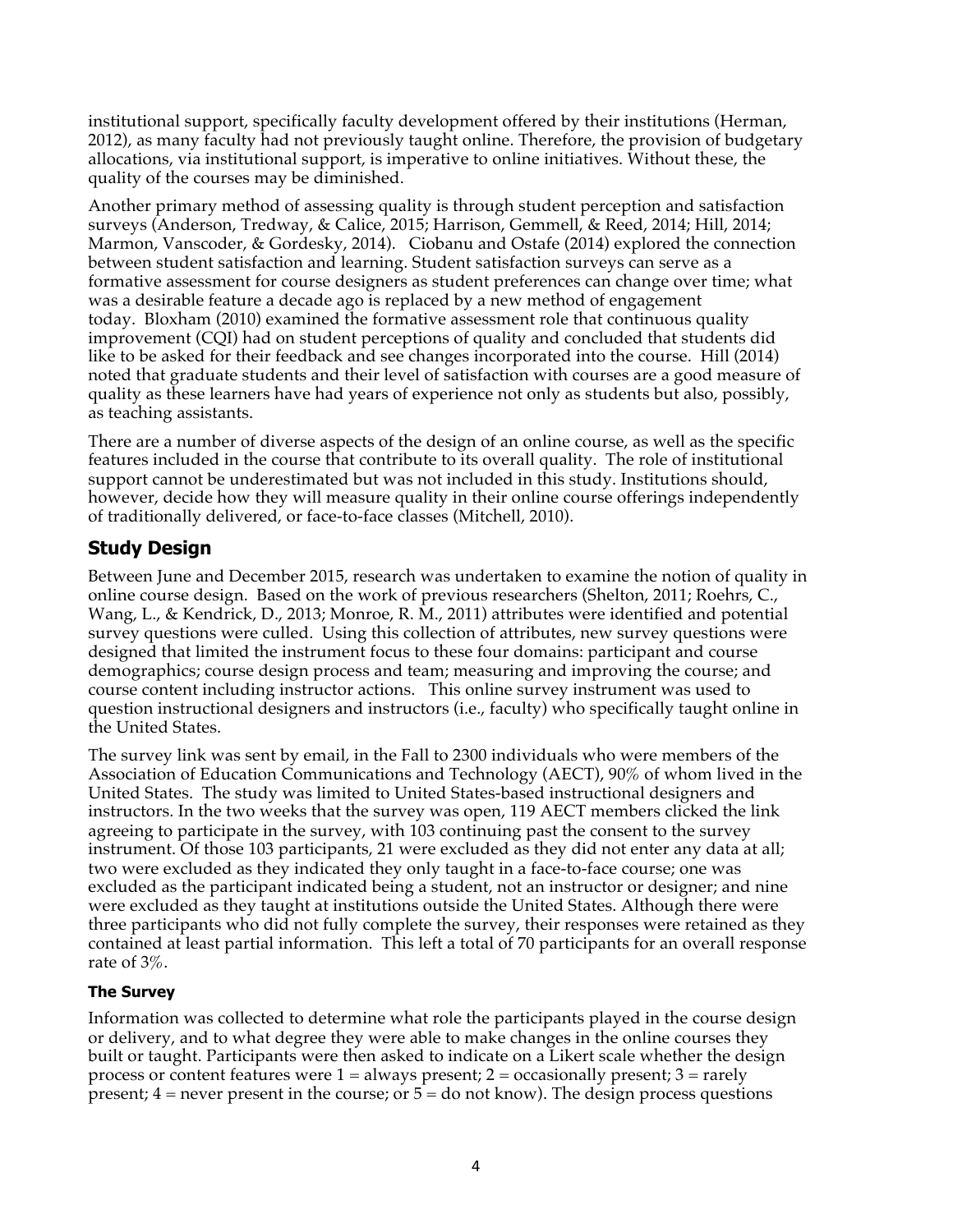institutional support, specifically faculty development offered by their institutions (Herman, 2012), as many faculty had not previously taught online. Therefore, the provision of budgetary allocations, via institutional support, is imperative to online initiatives. Without these, the quality of the courses may be diminished.

Another primary method of assessing quality is through student perception and satisfaction surveys (Anderson, Tredway, & Calice, 2015; Harrison, Gemmell, & Reed, 2014; Hill, 2014; Marmon, Vanscoder, & Gordesky, 2014). Ciobanu and Ostafe (2014) explored the connection between student satisfaction and learning. Student satisfaction surveys can serve as a formative assessment for course designers as student preferences can change over time; what was a desirable feature a decade ago is replaced by a new method of engagement today. Bloxham (2010) examined the formative assessment role that continuous quality improvement (CQI) had on student perceptions of quality and concluded that students did like to be asked for their feedback and see changes incorporated into the course. Hill (2014) noted that graduate students and their level of satisfaction with courses are a good measure of quality as these learners have had years of experience not only as students but also, possibly, as teaching assistants.

There are a number of diverse aspects of the design of an online course, as well as the specific features included in the course that contribute to its overall quality. The role of institutional support cannot be underestimated but was not included in this study. Institutions should, however, decide how they will measure quality in their online course offerings independently of traditionally delivered, or face-to-face classes (Mitchell, 2010).

## Study Design

Between June and December 2015, research was undertaken to examine the notion of quality in online course design. Based on the work of previous researchers (Shelton, 2011; Roehrs, C., Wang, L., & Kendrick, D., 2013; Monroe, R. M., 2011) attributes were identified and potential survey questions were culled. Using this collection of attributes, new survey questions were designed that limited the instrument focus to these four domains: participant and course demographics; course design process and team; measuring and improving the course; and course content including instructor actions. This online survey instrument was used to question instructional designers and instructors (i.e., faculty) who specifically taught online in the United States.

The survey link was sent by email, in the Fall to 2300 individuals who were members of the Association of Education Communications and Technology (AECT), 90% of whom lived in the United States. The study was limited to United States-based instructional designers and instructors. In the two weeks that the survey was open, 119 AECT members clicked the link agreeing to participate in the survey, with 103 continuing past the consent to the survey instrument. Of those 103 participants, 21 were excluded as they did not enter any data at all; two were excluded as they indicated they only taught in a face-to-face course; one was excluded as the participant indicated being a student, not an instructor or designer; and nine were excluded as they taught at institutions outside the United States. Although there were three participants who did not fully complete the survey, their responses were retained as they contained at least partial information. This left a total of 70 participants for an overall response rate of 3%.

### The Survey

Information was collected to determine what role the participants played in the course design or delivery, and to what degree they were able to make changes in the online courses they built or taught. Participants were then asked to indicate on a Likert scale whether the design process or content features were 1 = always present; 2 = occasionally present; 3 = rarely present; 4 = never present in the course; or 5 = do not know). The design process questions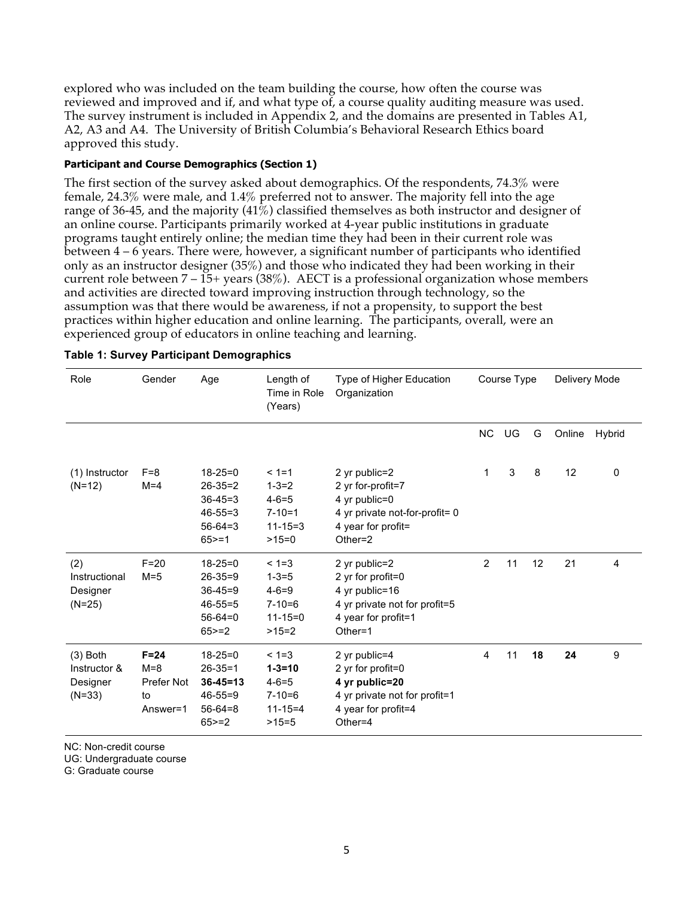explored who was included on the team building the course, how often the course was reviewed and improved and if, and what type of, a course quality auditing measure was used. The survey instrument is included in Appendix 2, and the domains are presented in Tables A1, A2, A3 and A4. The University of British Columbia's Behavioral Research Ethics board approved this study.

#### Participant and Course Demographics (Section 1)

The first section of the survey asked about demographics. Of the respondents, 74.3% were female, 24.3% were male, and 1.4% preferred not to answer. The majority fell into the age range of 36-45, and the majority (41%) classified themselves as both instructor and designer of an online course. Participants primarily worked at 4-year public institutions in graduate programs taught entirely online; the median time they had been in their current role was between 4 – 6 years. There were, however, a significant number of participants who identified only as an instructor designer (35%) and those who indicated they had been working in their current role between 7 – 15+ years (38%). AECT is a professional organization whose members and activities are directed toward improving instruction through technology, so the assumption was that there would be awareness, if not a propensity, to support the best practices within higher education and online learning. The participants, overall, were an experienced group of educators in online teaching and learning.

**Table 1: Survey Participant Demographics**

| Role | Gender | Age | Length of Time in Role (Years) | Type of Higher Education Organization | Course Type | | | Delivery Mode | |
|---|---|---|---|---|---|---|---|---|---|
| | | | | | NC | UG | G | Online | Hybrid |
| (1) Instructor (N=12) | F=8<br>M=4 | 18-25=0<br>26-35=2<br>36-45=3<br>46-55=3<br>56-64=3<br>65>=1 | < 1=1<br>1-3=2<br>4-6=5<br>7-10=1<br>11-15=3<br>>15=0 | 2 yr public=2<br>2 yr for-profit=7<br>4 yr public=0<br>4 yr private not-for-profit= 0<br>4 year for profit=<br>Other=2 | 1 | 3 | 8 | 12 | 0 |
| (2) Instructional Designer (N=25) | F=20<br>M=5 | 18-25=0<br>26-35=9<br>36-45=9<br>46-55=5<br>56-64=0<br>65>=2 | < 1=3<br>1-3=5<br>4-6=9<br>7-10=6<br>11-15=0<br>>15=2 | 2 yr public=2<br>2 yr for profit=0<br>4 yr public=16<br>4 yr private not for profit=5<br>4 year for profit=1<br>Other=1 | 2 | 11 | 12 | 21 | 4 |
| (3) Both Instructor & Designer (N=33) | **F=24**<br>M=8<br>Prefer Not to Answer=1 | 18-25=0<br>26-35=1<br>**36-45=13**<br>46-55=9<br>56-64=8<br>65>=2 | < 1=3<br>**1-3=10**<br>4-6=5<br>7-10=6<br>11-15=4<br>>15=5 | 2 yr public=4<br>2 yr for profit=0<br>**4 yr public=20**<br>4 yr private not for profit=1<br>4 year for profit=4<br>Other=4 | 4 | 11 | **18** | **24** | 9 |

NC: Non-credit course
UG: Undergraduate course
G: Graduate course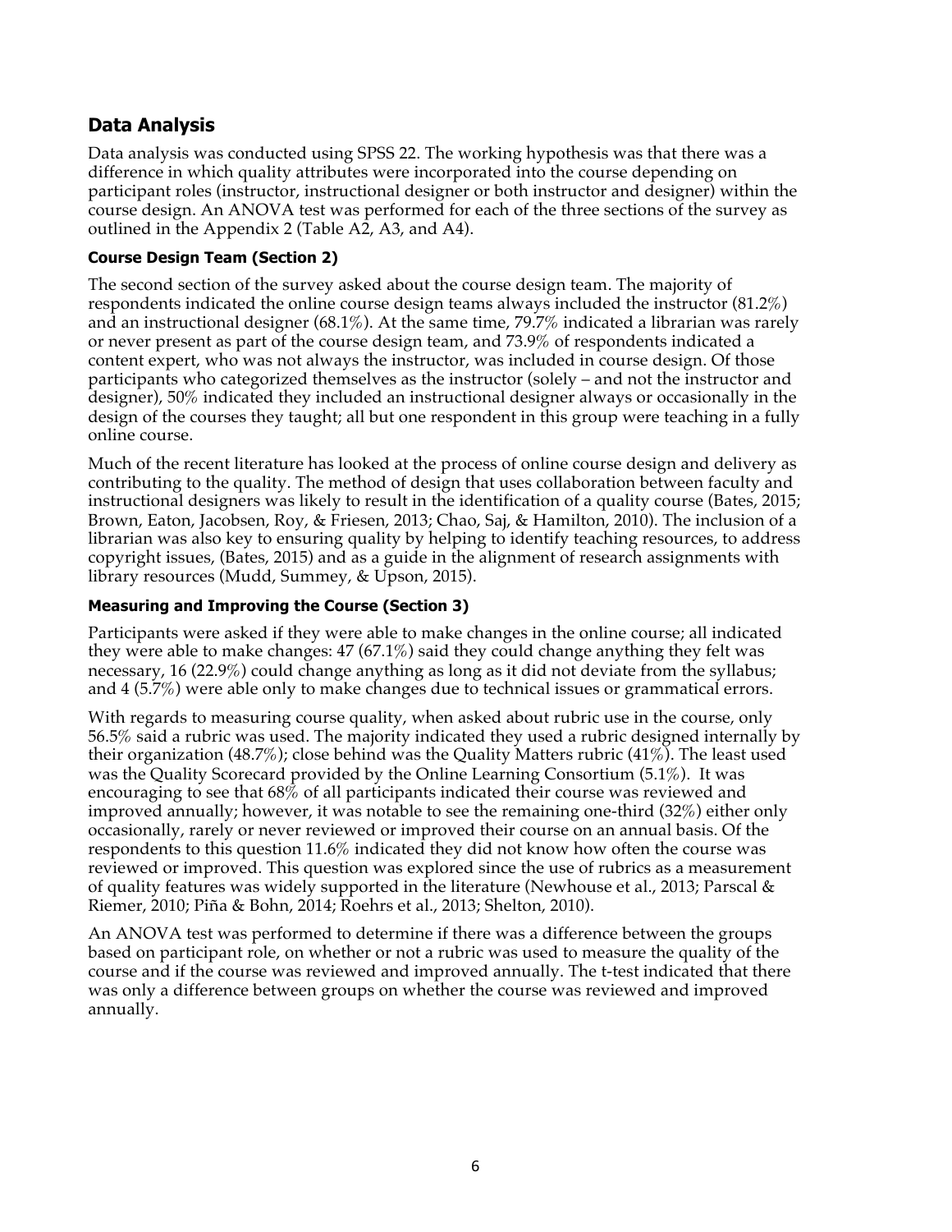## Data Analysis

Data analysis was conducted using SPSS 22. The working hypothesis was that there was a difference in which quality attributes were incorporated into the course depending on participant roles (instructor, instructional designer or both instructor and designer) within the course design. An ANOVA test was performed for each of the three sections of the survey as outlined in the Appendix 2 (Table A2, A3, and A4).

### Course Design Team (Section 2)

The second section of the survey asked about the course design team. The majority of respondents indicated the online course design teams always included the instructor (81.2%) and an instructional designer (68.1%). At the same time, 79.7% indicated a librarian was rarely or never present as part of the course design team, and 73.9% of respondents indicated a content expert, who was not always the instructor, was included in course design. Of those participants who categorized themselves as the instructor (solely – and not the instructor and designer), 50% indicated they included an instructional designer always or occasionally in the design of the courses they taught; all but one respondent in this group were teaching in a fully online course.

Much of the recent literature has looked at the process of online course design and delivery as contributing to the quality. The method of design that uses collaboration between faculty and instructional designers was likely to result in the identification of a quality course (Bates, 2015; Brown, Eaton, Jacobsen, Roy, & Friesen, 2013; Chao, Saj, & Hamilton, 2010). The inclusion of a librarian was also key to ensuring quality by helping to identify teaching resources, to address copyright issues, (Bates, 2015) and as a guide in the alignment of research assignments with library resources (Mudd, Summey, & Upson, 2015).

### Measuring and Improving the Course (Section 3)

Participants were asked if they were able to make changes in the online course; all indicated they were able to make changes: 47 (67.1%) said they could change anything they felt was necessary, 16 (22.9%) could change anything as long as it did not deviate from the syllabus; and 4 (5.7%) were able only to make changes due to technical issues or grammatical errors.

With regards to measuring course quality, when asked about rubric use in the course, only 56.5% said a rubric was used. The majority indicated they used a rubric designed internally by their organization (48.7%); close behind was the Quality Matters rubric (41%). The least used was the Quality Scorecard provided by the Online Learning Consortium (5.1%). It was encouraging to see that 68% of all participants indicated their course was reviewed and improved annually; however, it was notable to see the remaining one-third (32%) either only occasionally, rarely or never reviewed or improved their course on an annual basis. Of the respondents to this question 11.6% indicated they did not know how often the course was reviewed or improved. This question was explored since the use of rubrics as a measurement of quality features was widely supported in the literature (Newhouse et al., 2013; Parscal & Riemer, 2010; Piña & Bohn, 2014; Roehrs et al., 2013; Shelton, 2010).

An ANOVA test was performed to determine if there was a difference between the groups based on participant role, on whether or not a rubric was used to measure the quality of the course and if the course was reviewed and improved annually. The t-test indicated that there was only a difference between groups on whether the course was reviewed and improved annually.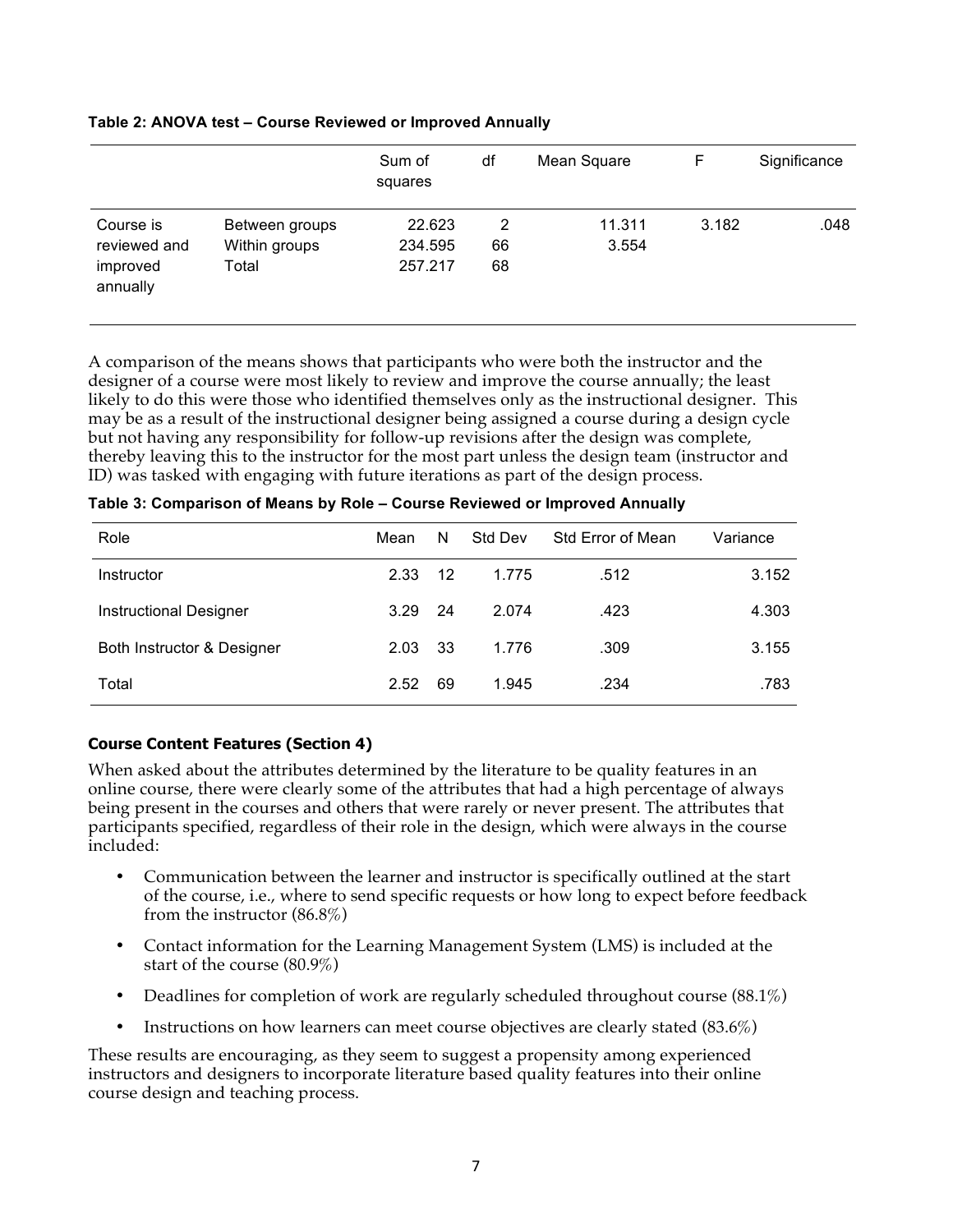**Table 2: ANOVA test – Course Reviewed or Improved Annually**

| | | Sum of squares | df | Mean Square | F | Significance |
|---|---|---|---|---|---|---|
| Course is reviewed and improved annually | Between groups | 22.623 | 2 | 11.311 | 3.182 | .048 |
| | Within groups | 234.595 | 66 | 3.554 | | |
| | Total | 257.217 | 68 | | | |

A comparison of the means shows that participants who were both the instructor and the designer of a course were most likely to review and improve the course annually; the least likely to do this were those who identified themselves only as the instructional designer. This may be as a result of the instructional designer being assigned a course during a design cycle but not having any responsibility for follow-up revisions after the design was complete, thereby leaving this to the instructor for the most part unless the design team (instructor and ID) was tasked with engaging with future iterations as part of the design process.

**Table 3: Comparison of Means by Role – Course Reviewed or Improved Annually**

| Role | Mean | N | Std Dev | Std Error of Mean | Variance |
|---|---|---|---|---|---|
| Instructor | 2.33 | 12 | 1.775 | .512 | 3.152 |
| Instructional Designer | 3.29 | 24 | 2.074 | .423 | 4.303 |
| Both Instructor & Designer | 2.03 | 33 | 1.776 | .309 | 3.155 |
| Total | 2.52 | 69 | 1.945 | .234 | .783 |

### Course Content Features (Section 4)

When asked about the attributes determined by the literature to be quality features in an online course, there were clearly some of the attributes that had a high percentage of always being present in the courses and others that were rarely or never present. The attributes that participants specified, regardless of their role in the design, which were always in the course included:

- Communication between the learner and instructor is specifically outlined at the start of the course, i.e., where to send specific requests or how long to expect before feedback from the instructor (86.8%)
- Contact information for the Learning Management System (LMS) is included at the start of the course (80.9%)
- Deadlines for completion of work are regularly scheduled throughout course (88.1%)
- Instructions on how learners can meet course objectives are clearly stated (83.6%)

These results are encouraging, as they seem to suggest a propensity among experienced instructors and designers to incorporate literature based quality features into their online course design and teaching process.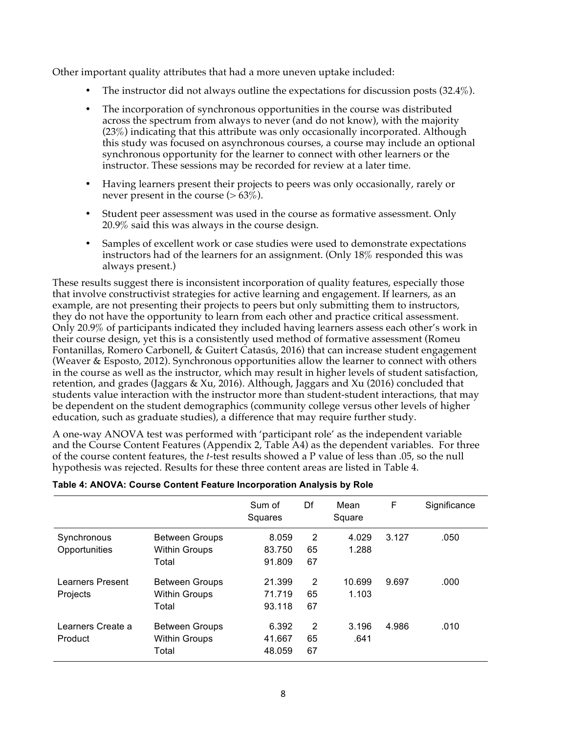Other important quality attributes that had a more uneven uptake included:

- The instructor did not always outline the expectations for discussion posts (32.4%).
- The incorporation of synchronous opportunities in the course was distributed across the spectrum from always to never (and do not know), with the majority (23%) indicating that this attribute was only occasionally incorporated. Although this study was focused on asynchronous courses, a course may include an optional synchronous opportunity for the learner to connect with other learners or the instructor. These sessions may be recorded for review at a later time.
- Having learners present their projects to peers was only occasionally, rarely or never present in the course (> 63%).
- Student peer assessment was used in the course as formative assessment. Only 20.9% said this was always in the course design.
- Samples of excellent work or case studies were used to demonstrate expectations instructors had of the learners for an assignment. (Only 18% responded this was always present.)

These results suggest there is inconsistent incorporation of quality features, especially those that involve constructivist strategies for active learning and engagement. If learners, as an example, are not presenting their projects to peers but only submitting them to instructors, they do not have the opportunity to learn from each other and practice critical assessment. Only 20.9% of participants indicated they included having learners assess each other's work in their course design, yet this is a consistently used method of formative assessment (Romeu Fontanillas, Romero Carbonell, & Guitert Catasús, 2016) that can increase student engagement (Weaver & Esposto, 2012). Synchronous opportunities allow the learner to connect with others in the course as well as the instructor, which may result in higher levels of student satisfaction, retention, and grades (Jaggars & Xu, 2016). Although, Jaggars and Xu (2016) concluded that students value interaction with the instructor more than student-student interactions, that may be dependent on the student demographics (community college versus other levels of higher education, such as graduate studies), a difference that may require further study.

A one-way ANOVA test was performed with 'participant role' as the independent variable and the Course Content Features (Appendix 2, Table A4) as the dependent variables. For three of the course content features, the *t*-test results showed a P value of less than .05, so the null hypothesis was rejected. Results for these three content areas are listed in Table 4.

**Table 4: ANOVA: Course Content Feature Incorporation Analysis by Role**

| | | Sum of Squares | Df | Mean Square | F | Significance |
|---|---|---|---|---|---|---|
| Synchronous Opportunities | Between Groups | 8.059 | 2 | 4.029 | 3.127 | .050 |
| | Within Groups | 83.750 | 65 | 1.288 | | |
| | Total | 91.809 | 67 | | | |
| Learners Present Projects | Between Groups | 21.399 | 2 | 10.699 | 9.697 | .000 |
| | Within Groups | 71.719 | 65 | 1.103 | | |
| | Total | 93.118 | 67 | | | |
| Learners Create a Product | Between Groups | 6.392 | 2 | 3.196 | 4.986 | .010 |
| | Within Groups | 41.667 | 65 | .641 | | |
| | Total | 48.059 | 67 | | | |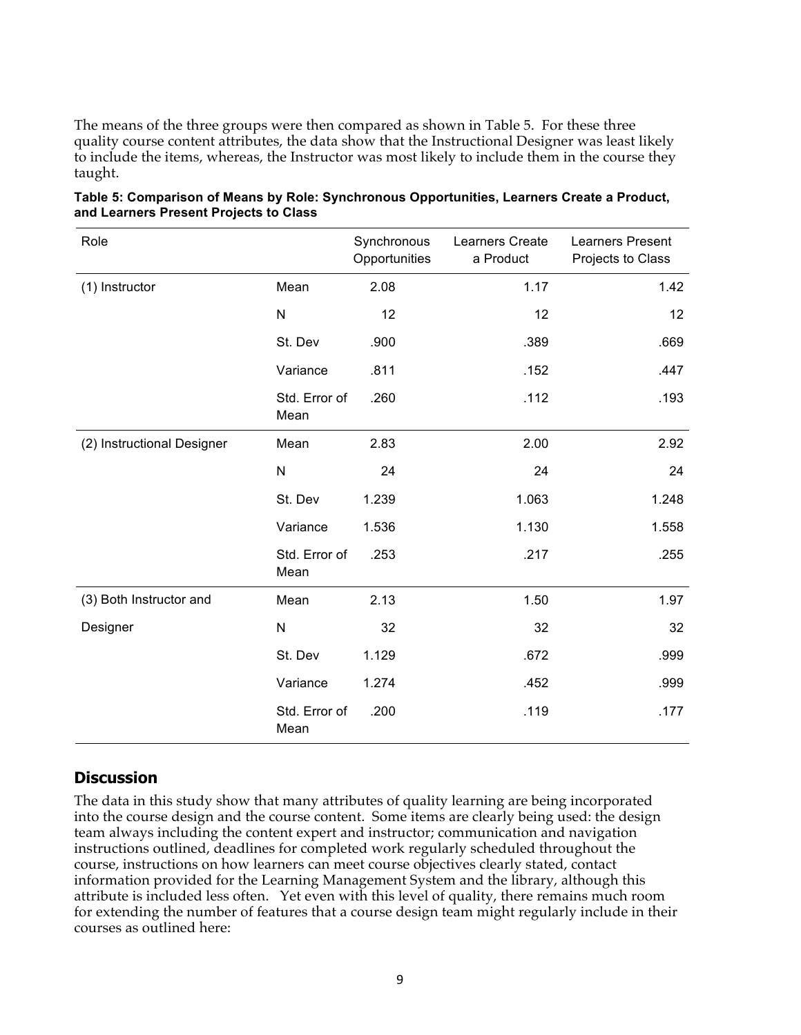The means of the three groups were then compared as shown in Table 5. For these three quality course content attributes, the data show that the Instructional Designer was least likely to include the items, whereas, the Instructor was most likely to include them in the course they taught.

**Table 5: Comparison of Means by Role: Synchronous Opportunities, Learners Create a Product, and Learners Present Projects to Class**

| Role | | Synchronous Opportunities | Learners Create a Product | Learners Present Projects to Class |
|---|---|---|---|---|
| (1) Instructor | Mean | 2.08 | 1.17 | 1.42 |
| | N | 12 | 12 | 12 |
| | St. Dev | .900 | .389 | .669 |
| | Variance | .811 | .152 | .447 |
| | Std. Error of Mean | .260 | .112 | .193 |
| (2) Instructional Designer | Mean | 2.83 | 2.00 | 2.92 |
| | N | 24 | 24 | 24 |
| | St. Dev | 1.239 | 1.063 | 1.248 |
| | Variance | 1.536 | 1.130 | 1.558 |
| | Std. Error of Mean | .253 | .217 | .255 |
| (3) Both Instructor and Designer | Mean | 2.13 | 1.50 | 1.97 |
| | N | 32 | 32 | 32 |
| | St. Dev | 1.129 | .672 | .999 |
| | Variance | 1.274 | .452 | .999 |
| | Std. Error of Mean | .200 | .119 | .177 |

## Discussion

The data in this study show that many attributes of quality learning are being incorporated into the course design and the course content. Some items are clearly being used: the design team always including the content expert and instructor; communication and navigation instructions outlined, deadlines for completed work regularly scheduled throughout the course, instructions on how learners can meet course objectives clearly stated, contact information provided for the Learning Management System and the library, although this attribute is included less often. Yet even with this level of quality, there remains much room for extending the number of features that a course design team might regularly include in their courses as outlined here: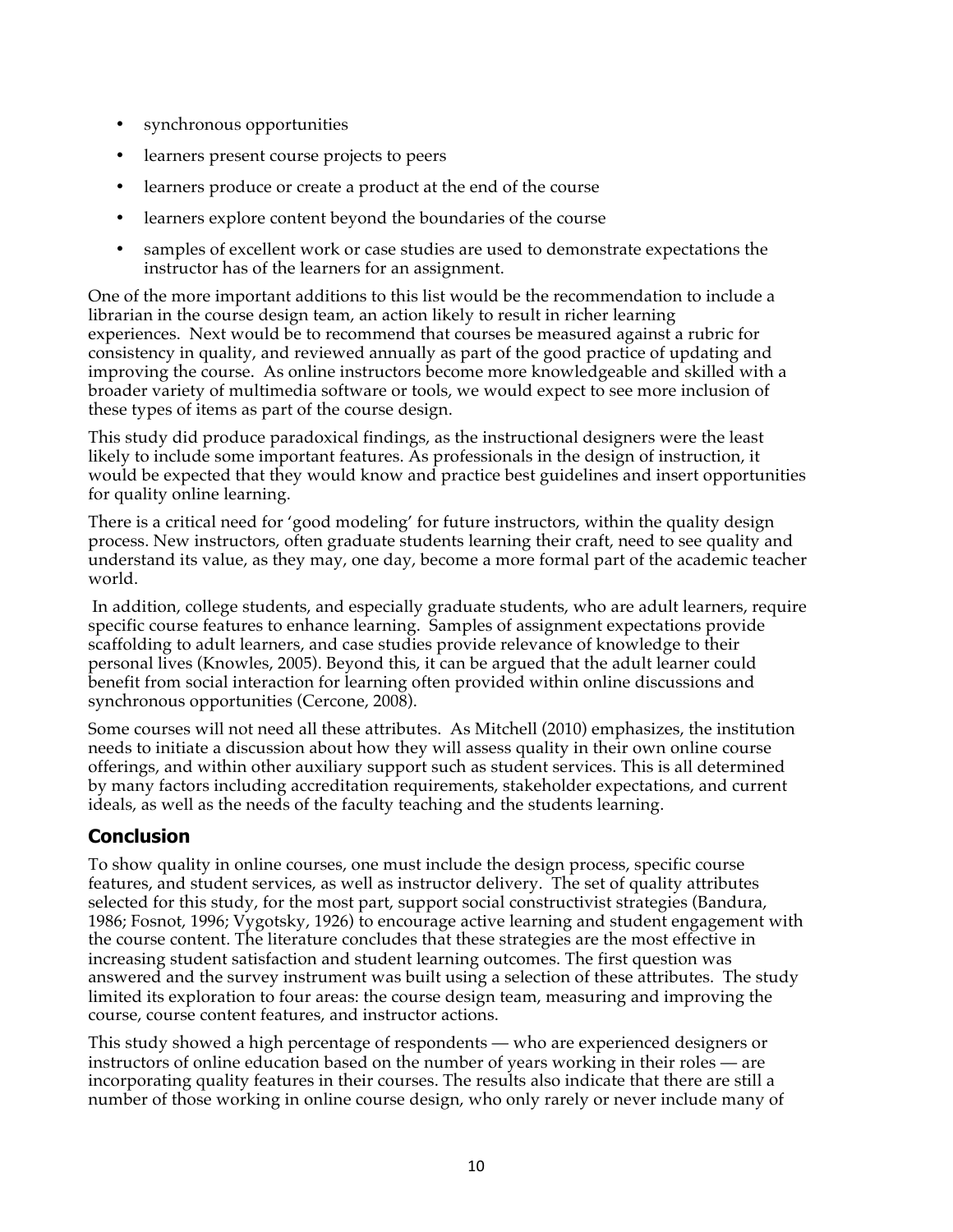- synchronous opportunities
- learners present course projects to peers
- learners produce or create a product at the end of the course
- learners explore content beyond the boundaries of the course
- samples of excellent work or case studies are used to demonstrate expectations the instructor has of the learners for an assignment.

One of the more important additions to this list would be the recommendation to include a librarian in the course design team, an action likely to result in richer learning experiences. Next would be to recommend that courses be measured against a rubric for consistency in quality, and reviewed annually as part of the good practice of updating and improving the course. As online instructors become more knowledgeable and skilled with a broader variety of multimedia software or tools, we would expect to see more inclusion of these types of items as part of the course design.

This study did produce paradoxical findings, as the instructional designers were the least likely to include some important features. As professionals in the design of instruction, it would be expected that they would know and practice best guidelines and insert opportunities for quality online learning.

There is a critical need for 'good modeling' for future instructors, within the quality design process. New instructors, often graduate students learning their craft, need to see quality and understand its value, as they may, one day, become a more formal part of the academic teacher world.

In addition, college students, and especially graduate students, who are adult learners, require specific course features to enhance learning. Samples of assignment expectations provide scaffolding to adult learners, and case studies provide relevance of knowledge to their personal lives (Knowles, 2005). Beyond this, it can be argued that the adult learner could benefit from social interaction for learning often provided within online discussions and synchronous opportunities (Cercone, 2008).

Some courses will not need all these attributes. As Mitchell (2010) emphasizes, the institution needs to initiate a discussion about how they will assess quality in their own online course offerings, and within other auxiliary support such as student services. This is all determined by many factors including accreditation requirements, stakeholder expectations, and current ideals, as well as the needs of the faculty teaching and the students learning.

## Conclusion

To show quality in online courses, one must include the design process, specific course features, and student services, as well as instructor delivery. The set of quality attributes selected for this study, for the most part, support social constructivist strategies (Bandura, 1986; Fosnot, 1996; Vygotsky, 1926) to encourage active learning and student engagement with the course content. The literature concludes that these strategies are the most effective in increasing student satisfaction and student learning outcomes. The first question was answered and the survey instrument was built using a selection of these attributes. The study limited its exploration to four areas: the course design team, measuring and improving the course, course content features, and instructor actions.

This study showed a high percentage of respondents — who are experienced designers or instructors of online education based on the number of years working in their roles — are incorporating quality features in their courses. The results also indicate that there are still a number of those working in online course design, who only rarely or never include many of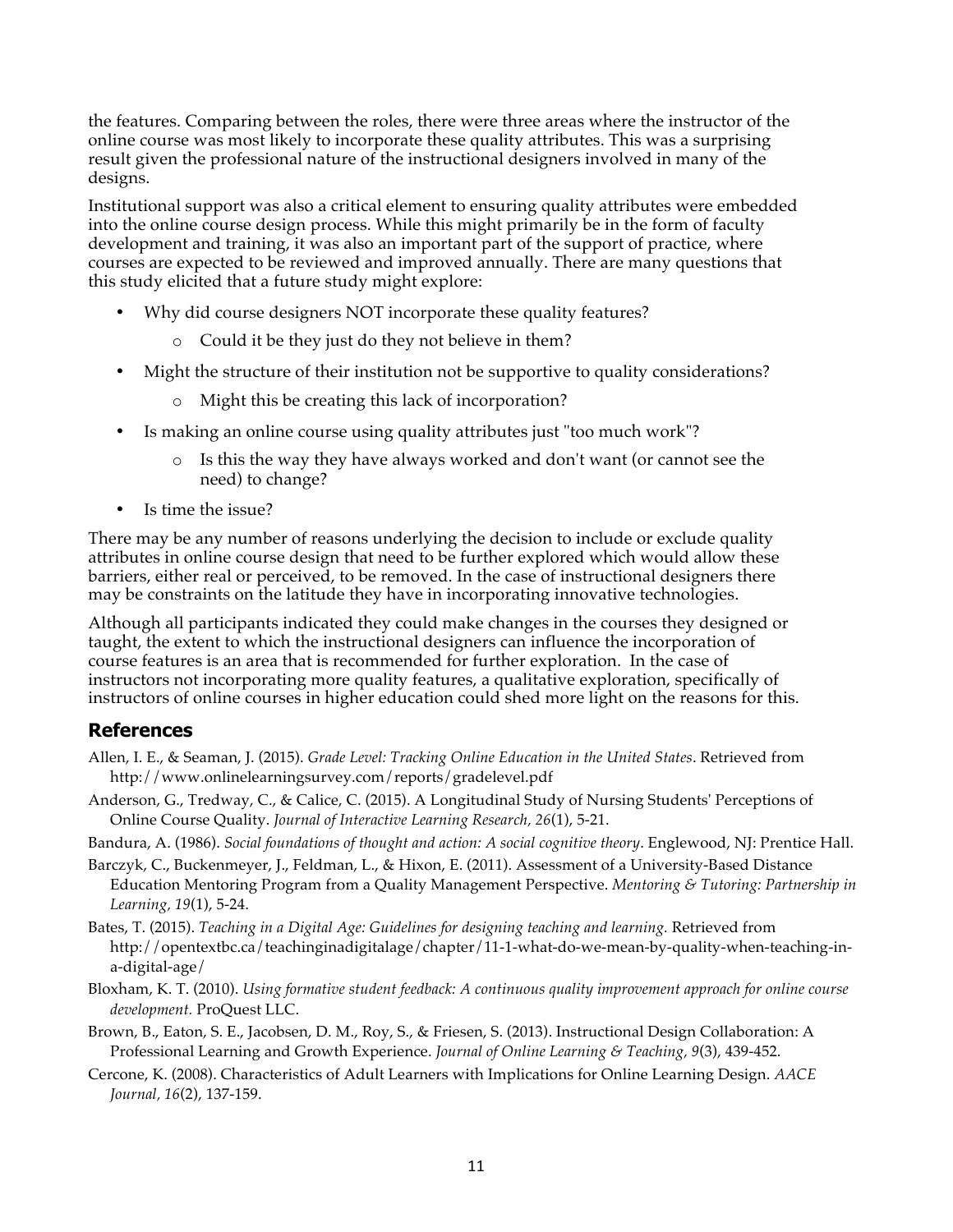the features. Comparing between the roles, there were three areas where the instructor of the online course was most likely to incorporate these quality attributes. This was a surprising result given the professional nature of the instructional designers involved in many of the designs.

Institutional support was also a critical element to ensuring quality attributes were embedded into the online course design process. While this might primarily be in the form of faculty development and training, it was also an important part of the support of practice, where courses are expected to be reviewed and improved annually. There are many questions that this study elicited that a future study might explore:

- Why did course designers NOT incorporate these quality features?
    - Could it be they just do they not believe in them?
- Might the structure of their institution not be supportive to quality considerations?
    - Might this be creating this lack of incorporation?
- Is making an online course using quality attributes just "too much work"?
    - Is this the way they have always worked and don't want (or cannot see the need) to change?
- Is time the issue?

There may be any number of reasons underlying the decision to include or exclude quality attributes in online course design that need to be further explored which would allow these barriers, either real or perceived, to be removed. In the case of instructional designers there may be constraints on the latitude they have in incorporating innovative technologies.

Although all participants indicated they could make changes in the courses they designed or taught, the extent to which the instructional designers can influence the incorporation of course features is an area that is recommended for further exploration. In the case of instructors not incorporating more quality features, a qualitative exploration, specifically of instructors of online courses in higher education could shed more light on the reasons for this.

## References

Allen, I. E., & Seaman, J. (2015). *Grade Level: Tracking Online Education in the United States*. Retrieved from http://www.onlinelearningsurvey.com/reports/gradelevel.pdf

Anderson, G., Tredway, C., & Calice, C. (2015). A Longitudinal Study of Nursing Students' Perceptions of Online Course Quality. *Journal of Interactive Learning Research, 26*(1), 5-21.

Bandura, A. (1986). *Social foundations of thought and action: A social cognitive theory*. Englewood, NJ: Prentice Hall.

Barczyk, C., Buckenmeyer, J., Feldman, L., & Hixon, E. (2011). Assessment of a University-Based Distance Education Mentoring Program from a Quality Management Perspective. *Mentoring & Tutoring: Partnership in Learning, 19*(1), 5-24.

Bates, T. (2015). *Teaching in a Digital Age: Guidelines for designing teaching and learning.* Retrieved from http://opentextbc.ca/teachinginadigitalage/chapter/11-1-what-do-we-mean-by-quality-when-teaching-in-a-digital-age/

Bloxham, K. T. (2010). *Using formative student feedback: A continuous quality improvement approach for online course development.* ProQuest LLC.

Brown, B., Eaton, S. E., Jacobsen, D. M., Roy, S., & Friesen, S. (2013). Instructional Design Collaboration: A Professional Learning and Growth Experience. *Journal of Online Learning & Teaching, 9*(3), 439-452.

Cercone, K. (2008). Characteristics of Adult Learners with Implications for Online Learning Design. *AACE Journal, 16*(2), 137-159.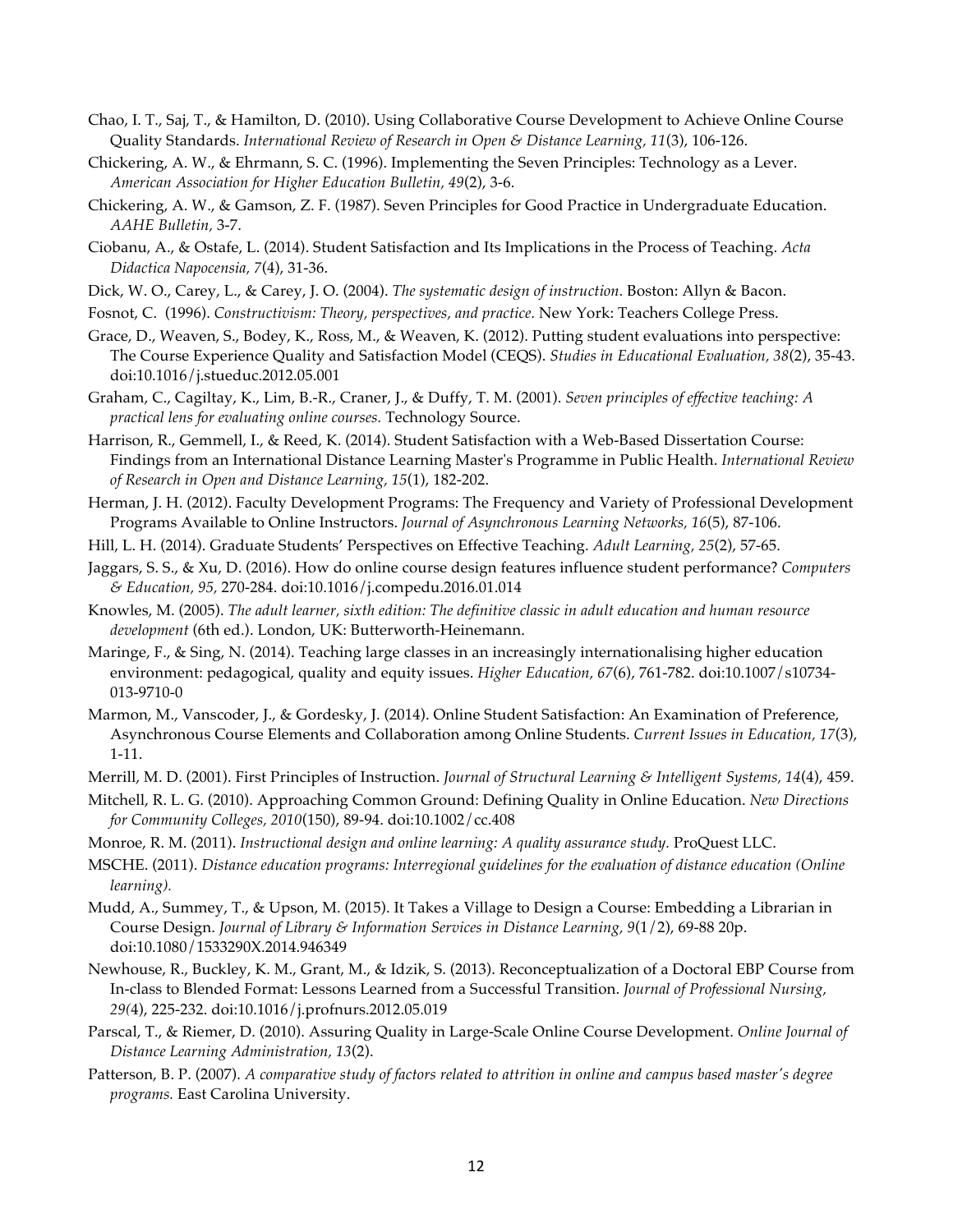Chao, I. T., Saj, T., & Hamilton, D. (2010). Using Collaborative Course Development to Achieve Online Course Quality Standards. *International Review of Research in Open & Distance Learning, 11*(3), 106-126.

Chickering, A. W., & Ehrmann, S. C. (1996). Implementing the Seven Principles: Technology as a Lever. *American Association for Higher Education Bulletin, 49*(2), 3-6.

Chickering, A. W., & Gamson, Z. F. (1987). Seven Principles for Good Practice in Undergraduate Education. *AAHE Bulletin,* 3-7.

Ciobanu, A., & Ostafe, L. (2014). Student Satisfaction and Its Implications in the Process of Teaching. *Acta Didactica Napocensia, 7*(4), 31-36.

Dick, W. O., Carey, L., & Carey, J. O. (2004). *The systematic design of instruction.* Boston: Allyn & Bacon.

Fosnot, C. (1996). *Constructivism: Theory, perspectives, and practice.* New York: Teachers College Press.

Grace, D., Weaven, S., Bodey, K., Ross, M., & Weaven, K. (2012). Putting student evaluations into perspective: The Course Experience Quality and Satisfaction Model (CEQS). *Studies in Educational Evaluation, 38*(2), 35-43. doi:10.1016/j.stueduc.2012.05.001

Graham, C., Cagiltay, K., Lim, B.-R., Craner, J., & Duffy, T. M. (2001). *Seven principles of effective teaching: A practical lens for evaluating online courses.* Technology Source.

Harrison, R., Gemmell, I., & Reed, K. (2014). Student Satisfaction with a Web-Based Dissertation Course: Findings from an International Distance Learning Master's Programme in Public Health. *International Review of Research in Open and Distance Learning, 15*(1), 182-202.

Herman, J. H. (2012). Faculty Development Programs: The Frequency and Variety of Professional Development Programs Available to Online Instructors. *Journal of Asynchronous Learning Networks, 16*(5), 87-106.

Hill, L. H. (2014). Graduate Students' Perspectives on Effective Teaching. *Adult Learning, 25*(2), 57-65.

Jaggars, S. S., & Xu, D. (2016). How do online course design features influence student performance? *Computers & Education, 95,* 270-284. doi:10.1016/j.compedu.2016.01.014

Knowles, M. (2005). *The adult learner, sixth edition: The definitive classic in adult education and human resource development* (6th ed.). London, UK: Butterworth-Heinemann.

Maringe, F., & Sing, N. (2014). Teaching large classes in an increasingly internationalising higher education environment: pedagogical, quality and equity issues. *Higher Education, 67*(6), 761-782. doi:10.1007/s10734-013-9710-0

Marmon, M., Vanscoder, J., & Gordesky, J. (2014). Online Student Satisfaction: An Examination of Preference, Asynchronous Course Elements and Collaboration among Online Students. *Current Issues in Education, 17*(3), 1-11.

Merrill, M. D. (2001). First Principles of Instruction. *Journal of Structural Learning & Intelligent Systems, 14*(4), 459.

Mitchell, R. L. G. (2010). Approaching Common Ground: Defining Quality in Online Education. *New Directions for Community Colleges, 2010*(150), 89-94. doi:10.1002/cc.408

Monroe, R. M. (2011). *Instructional design and online learning: A quality assurance study.* ProQuest LLC.

MSCHE. (2011). *Distance education programs: Interregional guidelines for the evaluation of distance education (Online learning).*

Mudd, A., Summey, T., & Upson, M. (2015). It Takes a Village to Design a Course: Embedding a Librarian in Course Design. *Journal of Library & Information Services in Distance Learning, 9*(1/2), 69-88 20p. doi:10.1080/1533290X.2014.946349

Newhouse, R., Buckley, K. M., Grant, M., & Idzik, S. (2013). Reconceptualization of a Doctoral EBP Course from In-class to Blended Format: Lessons Learned from a Successful Transition. *Journal of Professional Nursing, 29(*4), 225-232. doi:10.1016/j.profnurs.2012.05.019

Parscal, T., & Riemer, D. (2010). Assuring Quality in Large-Scale Online Course Development. *Online Journal of Distance Learning Administration, 13*(2).

Patterson, B. P. (2007). *A comparative study of factors related to attrition in online and campus based master's degree programs.* East Carolina University.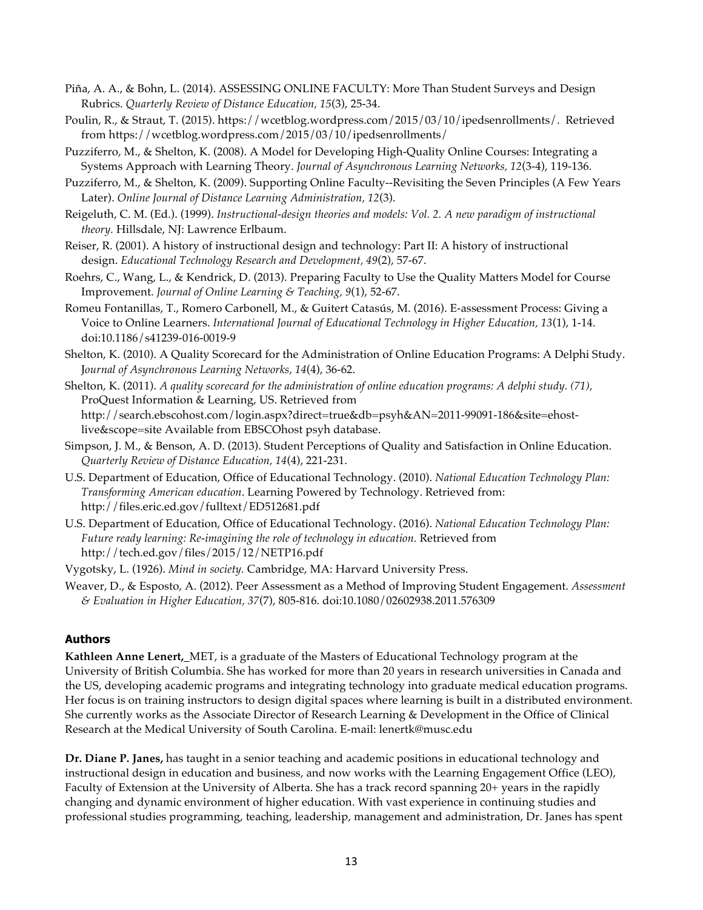Piña, A. A., & Bohn, L. (2014). ASSESSING ONLINE FACULTY: More Than Student Surveys and Design Rubrics. *Quarterly Review of Distance Education, 15*(3), 25-34.

Poulin, R., & Straut, T. (2015). https://wcetblog.wordpress.com/2015/03/10/ipedsenrollments/. Retrieved from https://wcetblog.wordpress.com/2015/03/10/ipedsenrollments/

Puzziferro, M., & Shelton, K. (2008). A Model for Developing High-Quality Online Courses: Integrating a Systems Approach with Learning Theory. *Journal of Asynchronous Learning Networks, 12*(3-4), 119-136.

Puzziferro, M., & Shelton, K. (2009). Supporting Online Faculty--Revisiting the Seven Principles (A Few Years Later). *Online Journal of Distance Learning Administration, 12*(3).

Reigeluth, C. M. (Ed.). (1999). *Instructional-design theories and models: Vol. 2. A new paradigm of instructional theory.* Hillsdale, NJ: Lawrence Erlbaum.

Reiser, R. (2001). A history of instructional design and technology: Part II: A history of instructional design. *Educational Technology Research and Development, 49*(2), 57-67.

Roehrs, C., Wang, L., & Kendrick, D. (2013). Preparing Faculty to Use the Quality Matters Model for Course Improvement. *Journal of Online Learning & Teaching, 9*(1), 52-67.

Romeu Fontanillas, T., Romero Carbonell, M., & Guitert Catasús, M. (2016). E-assessment Process: Giving a Voice to Online Learners. *International Journal of Educational Technology in Higher Education, 13*(1), 1-14. doi:10.1186/s41239-016-0019-9

Shelton, K. (2010). A Quality Scorecard for the Administration of Online Education Programs: A Delphi Study. *Journal of Asynchronous Learning Networks, 14*(4), 36-62.

Shelton, K. (2011). *A quality scorecard for the administration of online education programs: A delphi study. (71),* ProQuest Information & Learning, US. Retrieved from http://search.ebscohost.com/login.aspx?direct=true&db=psyh&AN=2011-99091-186&site=ehost-live&scope=site Available from EBSCOhost psyh database.

Simpson, J. M., & Benson, A. D. (2013). Student Perceptions of Quality and Satisfaction in Online Education. *Quarterly Review of Distance Education, 14*(4), 221-231.

U.S. Department of Education, Office of Educational Technology. (2010). *National Education Technology Plan: Transforming American education*. Learning Powered by Technology. Retrieved from: http://files.eric.ed.gov/fulltext/ED512681.pdf

U.S. Department of Education, Office of Educational Technology. (2016). *National Education Technology Plan: Future ready learning: Re-imagining the role of technology in education.* Retrieved from http://tech.ed.gov/files/2015/12/NETP16.pdf

Vygotsky, L. (1926). *Mind in society.* Cambridge, MA: Harvard University Press.

Weaver, D., & Esposto, A. (2012). Peer Assessment as a Method of Improving Student Engagement. *Assessment & Evaluation in Higher Education, 37*(7), 805-816. doi:10.1080/02602938.2011.576309

## Authors

**Kathleen Anne Lenert,** MET, is a graduate of the Masters of Educational Technology program at the University of British Columbia. She has worked for more than 20 years in research universities in Canada and the US, developing academic programs and integrating technology into graduate medical education programs. Her focus is on training instructors to design digital spaces where learning is built in a distributed environment. She currently works as the Associate Director of Research Learning & Development in the Office of Clinical Research at the Medical University of South Carolina. E-mail: lenertk@musc.edu

**Dr. Diane P. Janes,** has taught in a senior teaching and academic positions in educational technology and instructional design in education and business, and now works with the Learning Engagement Office (LEO), Faculty of Extension at the University of Alberta. She has a track record spanning 20+ years in the rapidly changing and dynamic environment of higher education. With vast experience in continuing studies and professional studies programming, teaching, leadership, management and administration, Dr. Janes has spent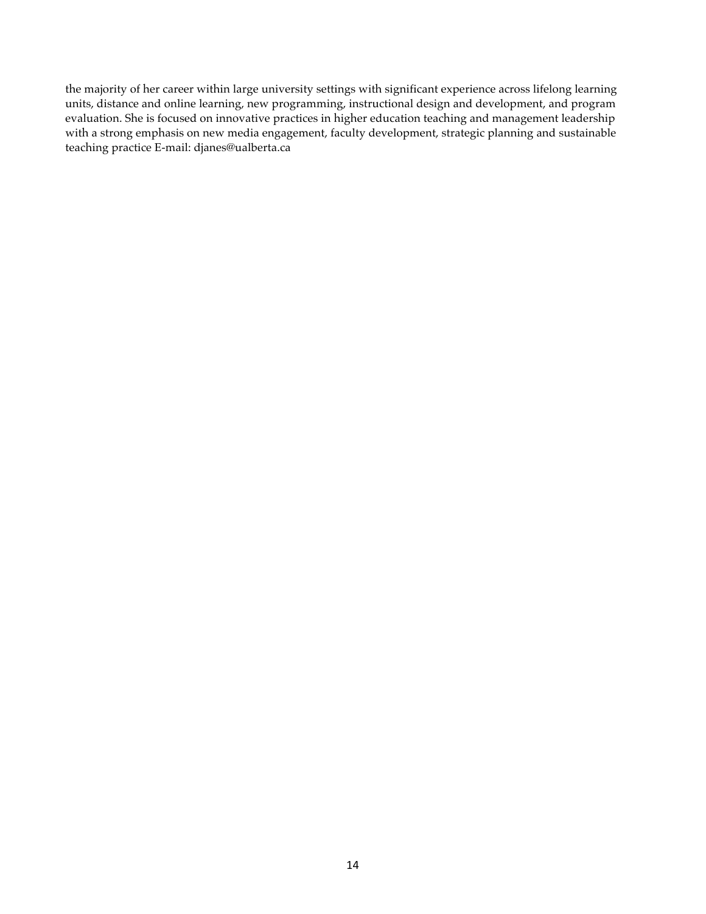the majority of her career within large university settings with significant experience across lifelong learning units, distance and online learning, new programming, instructional design and development, and program evaluation. She is focused on innovative practices in higher education teaching and management leadership with a strong emphasis on new media engagement, faculty development, strategic planning and sustainable teaching practice E-mail: djanes@ualberta.ca